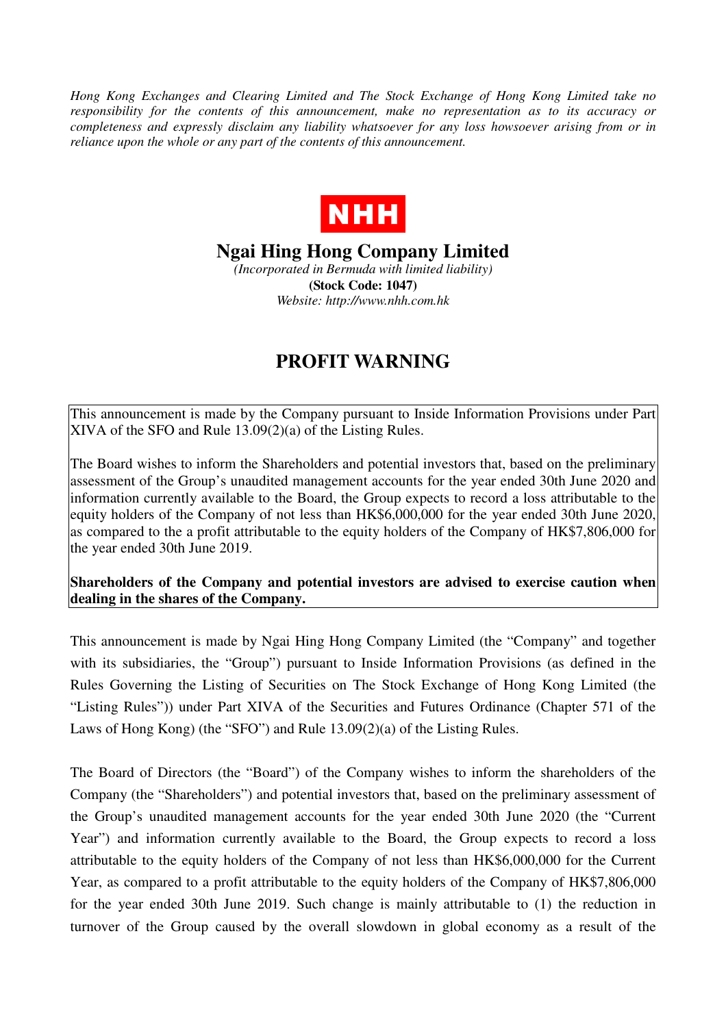*Hong Kong Exchanges and Clearing Limited and The Stock Exchange of Hong Kong Limited take no responsibility for the contents of this announcement, make no representation as to its accuracy or completeness and expressly disclaim any liability whatsoever for any loss howsoever arising from or in reliance upon the whole or any part of the contents of this announcement.*

NHH

# Ngai Hing Hong Company Limited

*(Incorporated in Bermuda with limited liability)*

**(Stock Code: 1047)**

*Website: http://www.nhh.com.hk*

## PROFIT WARNING

This announcement is made by the Company pursuant to Inside Information Provisions under Part XIVA of the SFO and Rule 13.09(2)(a) of the Listing Rules.

The Board wishes to inform the Shareholders and potential investors that, based on the preliminary assessment of the Group's unaudited management accounts for the year ended 30th June 2020 and information currently available to the Board, the Group expects to record a loss attributable to the equity holders of the Company of not less than HK$6,000,000 for the year ended 30th June 2020, as compared to the a profit attributable to the equity holders of the Company of HK$7,806,000 for the year ended 30th June 2019.

**Shareholders of the Company and potential investors are advised to exercise caution when dealing in the shares of the Company.**

This announcement is made by Ngai Hing Hong Company Limited (the "Company" and together with its subsidiaries, the "Group") pursuant to Inside Information Provisions (as defined in the Rules Governing the Listing of Securities on The Stock Exchange of Hong Kong Limited (the "Listing Rules")) under Part XIVA of the Securities and Futures Ordinance (Chapter 571 of the Laws of Hong Kong) (the "SFO") and Rule 13.09(2)(a) of the Listing Rules.

The Board of Directors (the "Board") of the Company wishes to inform the shareholders of the Company (the "Shareholders") and potential investors that, based on the preliminary assessment of the Group's unaudited management accounts for the year ended 30th June 2020 (the "Current Year") and information currently available to the Board, the Group expects to record a loss attributable to the equity holders of the Company of not less than HK$6,000,000 for the Current Year, as compared to a profit attributable to the equity holders of the Company of HK$7,806,000 for the year ended 30th June 2019. Such change is mainly attributable to (1) the reduction in turnover of the Group caused by the overall slowdown in global economy as a result of the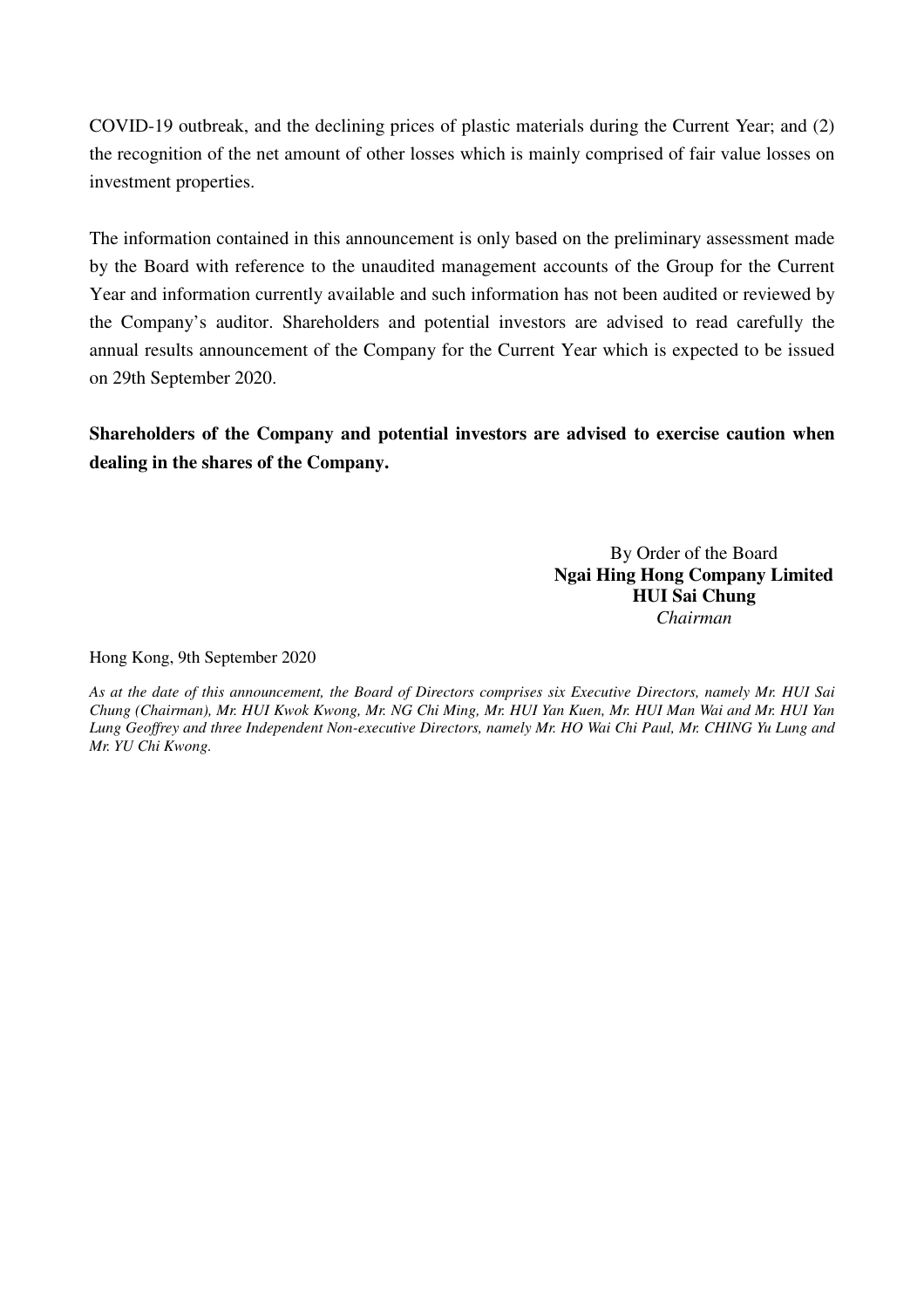COVID-19 outbreak, and the declining prices of plastic materials during the Current Year; and (2) the recognition of the net amount of other losses which is mainly comprised of fair value losses on investment properties.

The information contained in this announcement is only based on the preliminary assessment made by the Board with reference to the unaudited management accounts of the Group for the Current Year and information currently available and such information has not been audited or reviewed by the Company's auditor. Shareholders and potential investors are advised to read carefully the annual results announcement of the Company for the Current Year which is expected to be issued on 29th September 2020.

**Shareholders of the Company and potential investors are advised to exercise caution when dealing in the shares of the Company.**

By Order of the Board
**Ngai Hing Hong Company Limited**
**HUI Sai Chung**
*Chairman*

Hong Kong, 9th September 2020

*As at the date of this announcement, the Board of Directors comprises six Executive Directors, namely Mr. HUI Sai Chung (Chairman), Mr. HUI Kwok Kwong, Mr. NG Chi Ming, Mr. HUI Yan Kuen, Mr. HUI Man Wai and Mr. HUI Yan Lung Geoffrey and three Independent Non-executive Directors, namely Mr. HO Wai Chi Paul, Mr. CHING Yu Lung and Mr. YU Chi Kwong.*